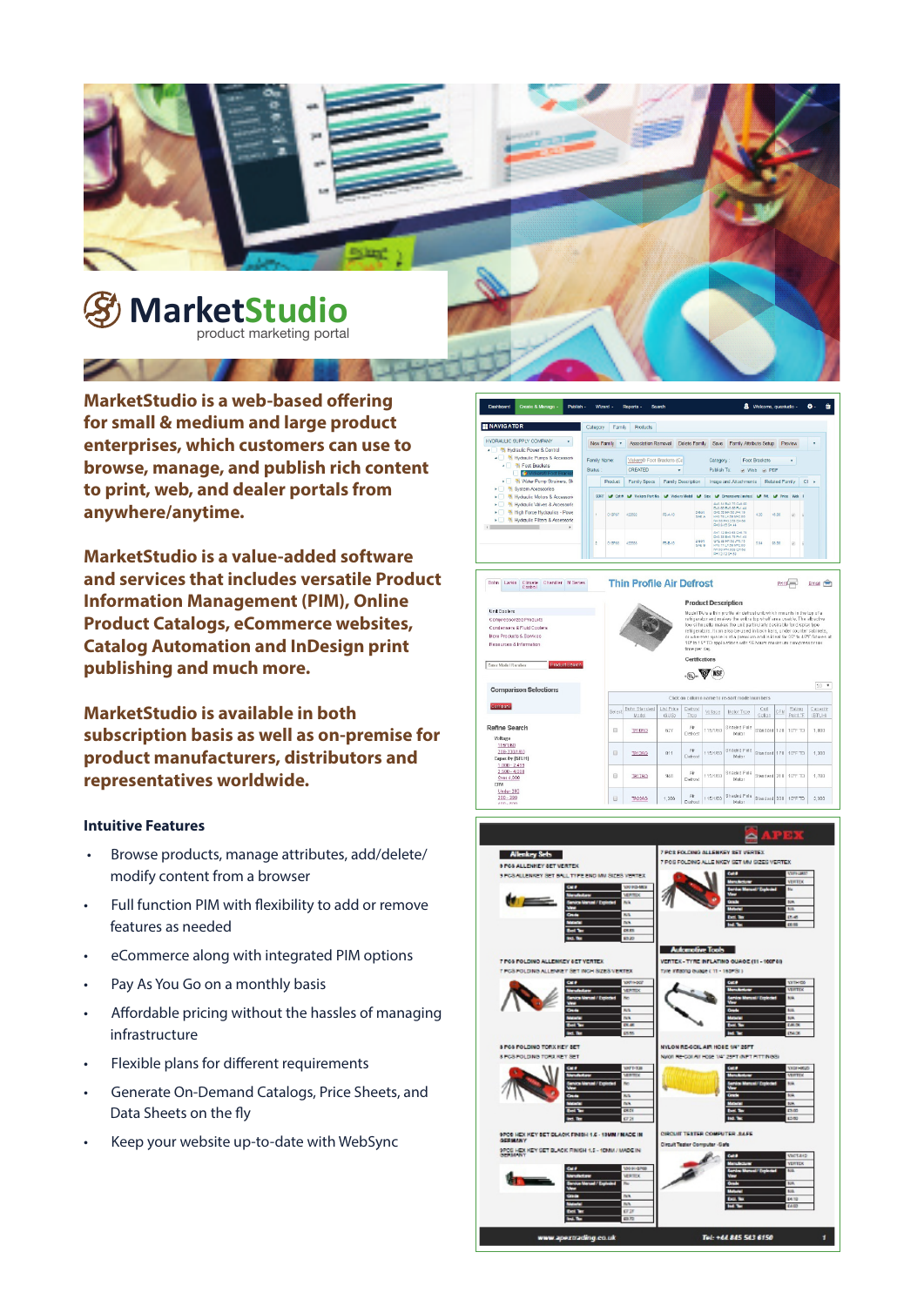# MarketStudio

product marketing portal

**MarketStudio is a web-based offering for small & medium and large product enterprises, which customers can use to browse, manage, and publish rich content to print, web, and dealer portals from anywhere/anytime.**

**MarketStudio is a value-added software and services that includes versatile Product Information Management (PIM), Online Product Catalogs, eCommerce websites, Catalog Automation and InDesign print publishing and much more.**

**MarketStudio is available in both subscription basis as well as on-premise for product manufacturers, distributors and representatives worldwide.**

### Intuitive Features

- Browse products, manage attributes, add/delete/modify content from a browser
- Full function PIM with flexibility to add or remove features as needed
- eCommerce along with integrated PIM options
- Pay As You Go on a monthly basis
- Affordable pricing without the hassles of managing infrastructure
- Flexible plans for different requirements
- Generate On-Demand Catalogs, Price Sheets, and Data Sheets on the fly
- Keep your website up-to-date with WebSync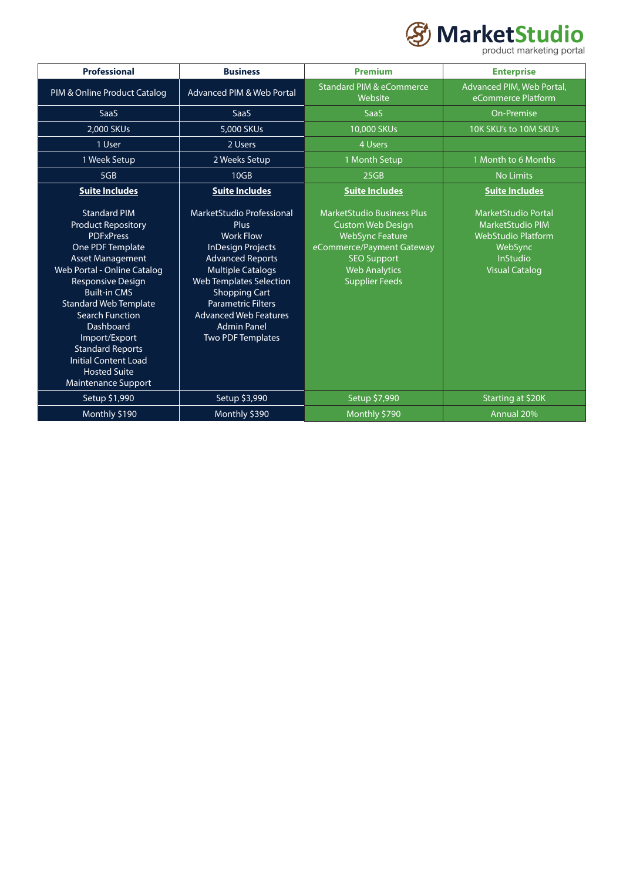MarketStudio
product marketing portal

| Professional | Business | Premium | Enterprise |
|---|---|---|---|
| PIM & Online Product Catalog | Advanced PIM & Web Portal | Standard PIM & eCommerce Website | Advanced PIM, Web Portal, eCommerce Platform |
| SaaS | SaaS | SaaS | On-Premise |
| 2,000 SKUs | 5,000 SKUs | 10,000 SKUs | 10K SKU's to 10M SKU's |
| 1 User | 2 Users | 4 Users | |
| 1 Week Setup | 2 Weeks Setup | 1 Month Setup | 1 Month to 6 Months |
| 5GB | 10GB | 25GB | No Limits |
| **Suite Includes**<br><br>Standard PIM<br>Product Repository<br>PDFxPress<br>One PDF Template<br>Asset Management<br>Web Portal - Online Catalog<br>Responsive Design<br>Built-in CMS<br>Standard Web Template<br>Search Function<br>Dashboard<br>Import/Export<br>Standard Reports<br>Initial Content Load<br>Hosted Suite<br>Maintenance Support | **Suite Includes**<br><br>MarketStudio Professional Plus<br>Work Flow<br>InDesign Projects<br>Advanced Reports<br>Multiple Catalogs<br>Web Templates Selection<br>Shopping Cart<br>Parametric Filters<br>Advanced Web Features<br>Admin Panel<br>Two PDF Templates | **Suite Includes**<br><br>MarketStudio Business Plus<br>Custom Web Design<br>WebSync Feature<br>eCommerce/Payment Gateway<br>SEO Support<br>Web Analytics<br>Supplier Feeds | **Suite Includes**<br><br>MarketStudio Portal<br>MarketStudio PIM<br>WebStudio Platform<br>WebSync<br>InStudio<br>Visual Catalog |
| Setup $1,990 | Setup $3,990 | Setup $7,990 | Starting at $20K |
| Monthly $190 | Monthly $390 | Monthly $790 | Annual 20% |